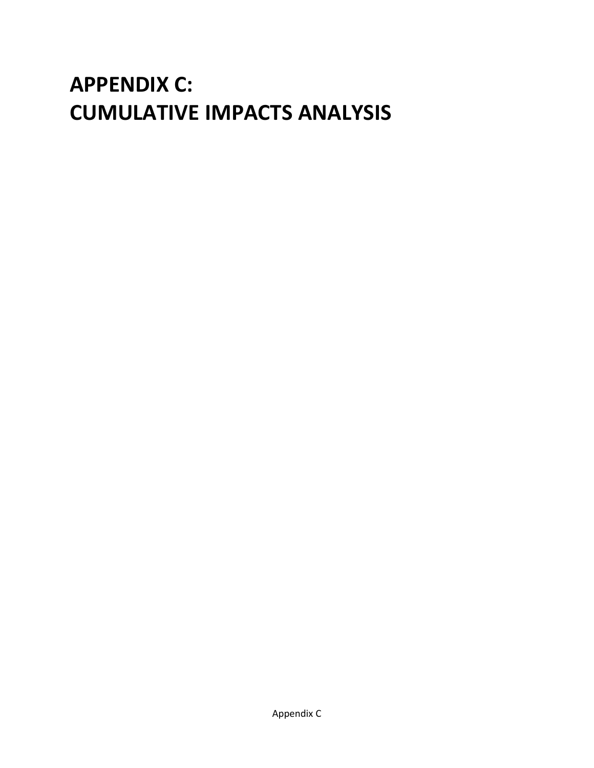# APPENDIX C:
# CUMULATIVE IMPACTS ANALYSIS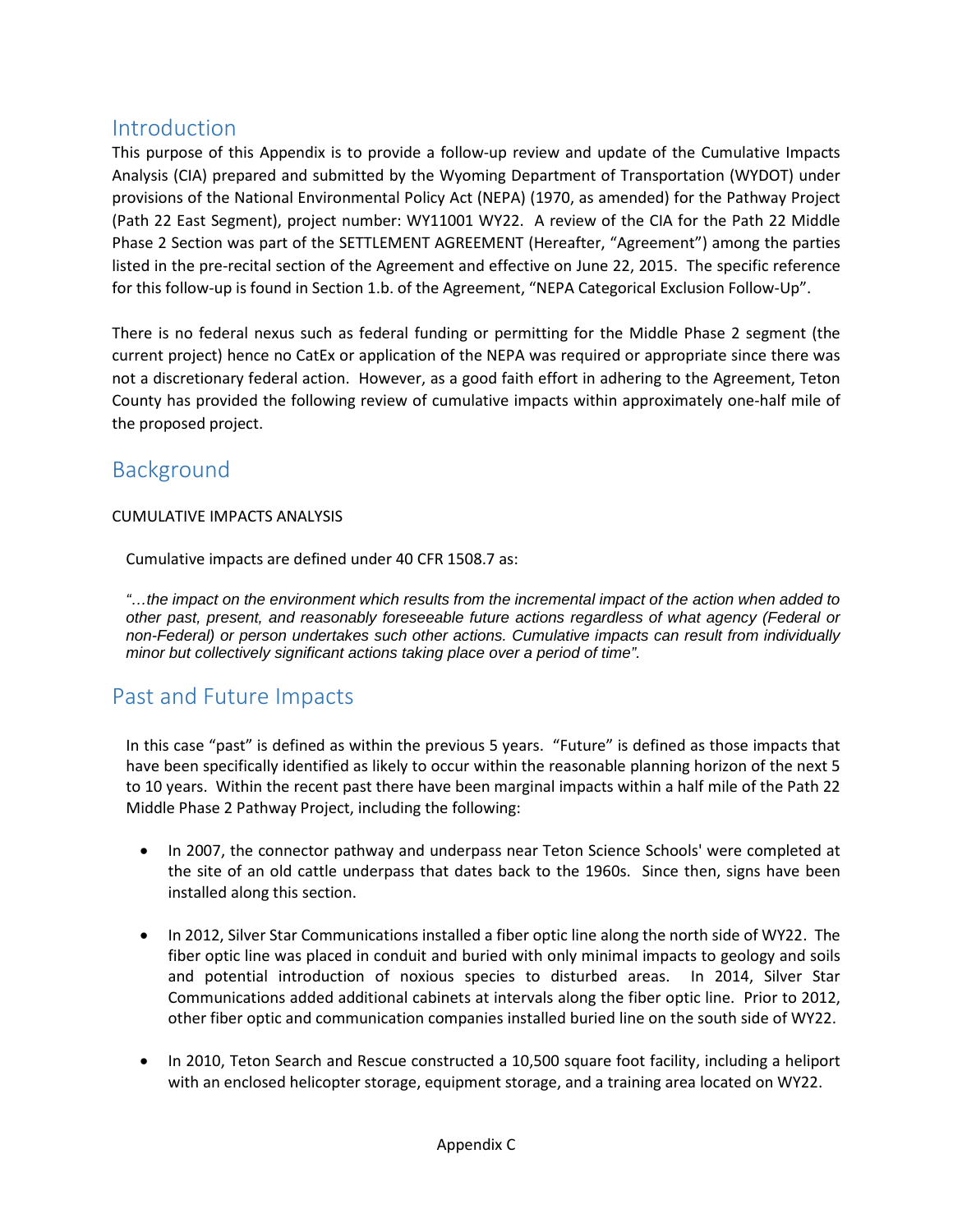## Introduction

This purpose of this Appendix is to provide a follow-up review and update of the Cumulative Impacts Analysis (CIA) prepared and submitted by the Wyoming Department of Transportation (WYDOT) under provisions of the National Environmental Policy Act (NEPA) (1970, as amended) for the Pathway Project (Path 22 East Segment), project number: WY11001 WY22. A review of the CIA for the Path 22 Middle Phase 2 Section was part of the SETTLEMENT AGREEMENT (Hereafter, "Agreement") among the parties listed in the pre-recital section of the Agreement and effective on June 22, 2015. The specific reference for this follow-up is found in Section 1.b. of the Agreement, "NEPA Categorical Exclusion Follow-Up".

There is no federal nexus such as federal funding or permitting for the Middle Phase 2 segment (the current project) hence no CatEx or application of the NEPA was required or appropriate since there was not a discretionary federal action. However, as a good faith effort in adhering to the Agreement, Teton County has provided the following review of cumulative impacts within approximately one-half mile of the proposed project.

## Background

CUMULATIVE IMPACTS ANALYSIS

Cumulative impacts are defined under 40 CFR 1508.7 as:

*"…the impact on the environment which results from the incremental impact of the action when added to other past, present, and reasonably foreseeable future actions regardless of what agency (Federal or non-Federal) or person undertakes such other actions. Cumulative impacts can result from individually minor but collectively significant actions taking place over a period of time".*

## Past and Future Impacts

In this case "past" is defined as within the previous 5 years. "Future" is defined as those impacts that have been specifically identified as likely to occur within the reasonable planning horizon of the next 5 to 10 years. Within the recent past there have been marginal impacts within a half mile of the Path 22 Middle Phase 2 Pathway Project, including the following:

- In 2007, the connector pathway and underpass near Teton Science Schools' were completed at the site of an old cattle underpass that dates back to the 1960s. Since then, signs have been installed along this section.
- In 2012, Silver Star Communications installed a fiber optic line along the north side of WY22. The fiber optic line was placed in conduit and buried with only minimal impacts to geology and soils and potential introduction of noxious species to disturbed areas. In 2014, Silver Star Communications added additional cabinets at intervals along the fiber optic line. Prior to 2012, other fiber optic and communication companies installed buried line on the south side of WY22.
- In 2010, Teton Search and Rescue constructed a 10,500 square foot facility, including a heliport with an enclosed helicopter storage, equipment storage, and a training area located on WY22.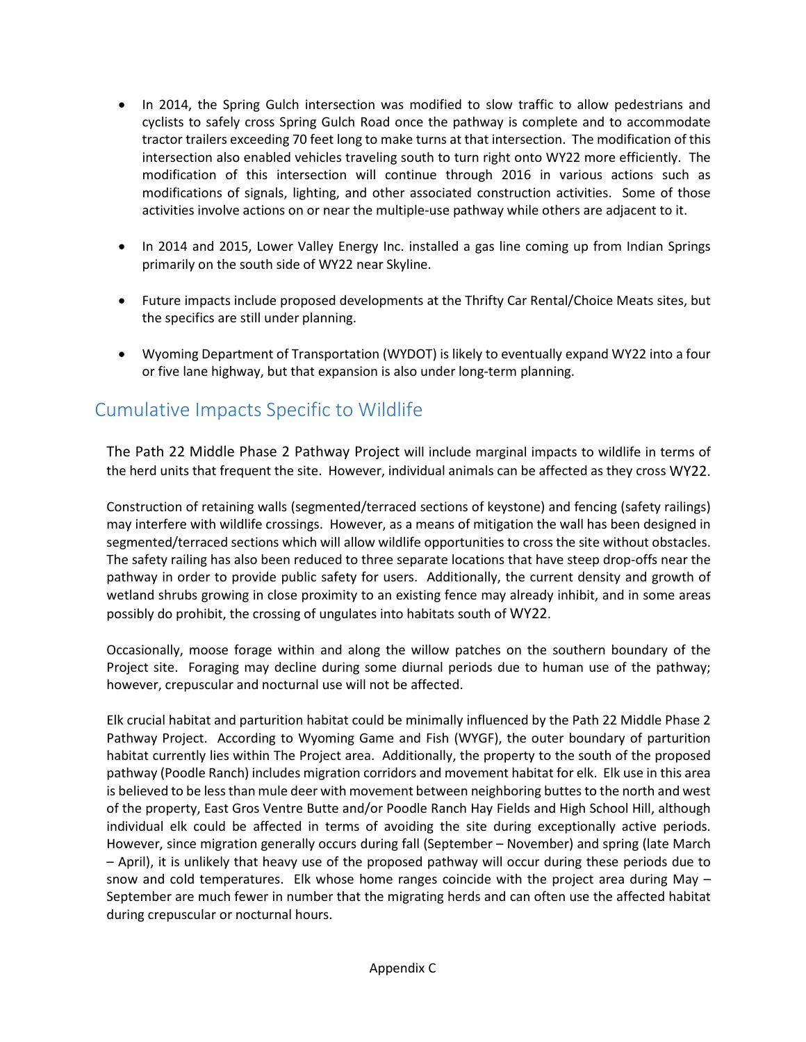- In 2014, the Spring Gulch intersection was modified to slow traffic to allow pedestrians and cyclists to safely cross Spring Gulch Road once the pathway is complete and to accommodate tractor trailers exceeding 70 feet long to make turns at that intersection. The modification of this intersection also enabled vehicles traveling south to turn right onto WY22 more efficiently. The modification of this intersection will continue through 2016 in various actions such as modifications of signals, lighting, and other associated construction activities. Some of those activities involve actions on or near the multiple-use pathway while others are adjacent to it.

- In 2014 and 2015, Lower Valley Energy Inc. installed a gas line coming up from Indian Springs primarily on the south side of WY22 near Skyline.

- Future impacts include proposed developments at the Thrifty Car Rental/Choice Meats sites, but the specifics are still under planning.

- Wyoming Department of Transportation (WYDOT) is likely to eventually expand WY22 into a four or five lane highway, but that expansion is also under long-term planning.

## Cumulative Impacts Specific to Wildlife

The Path 22 Middle Phase 2 Pathway Project will include marginal impacts to wildlife in terms of the herd units that frequent the site. However, individual animals can be affected as they cross WY22.

Construction of retaining walls (segmented/terraced sections of keystone) and fencing (safety railings) may interfere with wildlife crossings. However, as a means of mitigation the wall has been designed in segmented/terraced sections which will allow wildlife opportunities to cross the site without obstacles. The safety railing has also been reduced to three separate locations that have steep drop-offs near the pathway in order to provide public safety for users. Additionally, the current density and growth of wetland shrubs growing in close proximity to an existing fence may already inhibit, and in some areas possibly do prohibit, the crossing of ungulates into habitats south of WY22.

Occasionally, moose forage within and along the willow patches on the southern boundary of the Project site. Foraging may decline during some diurnal periods due to human use of the pathway; however, crepuscular and nocturnal use will not be affected.

Elk crucial habitat and parturition habitat could be minimally influenced by the Path 22 Middle Phase 2 Pathway Project. According to Wyoming Game and Fish (WYGF), the outer boundary of parturition habitat currently lies within The Project area. Additionally, the property to the south of the proposed pathway (Poodle Ranch) includes migration corridors and movement habitat for elk. Elk use in this area is believed to be less than mule deer with movement between neighboring buttes to the north and west of the property, East Gros Ventre Butte and/or Poodle Ranch Hay Fields and High School Hill, although individual elk could be affected in terms of avoiding the site during exceptionally active periods. However, since migration generally occurs during fall (September – November) and spring (late March – April), it is unlikely that heavy use of the proposed pathway will occur during these periods due to snow and cold temperatures. Elk whose home ranges coincide with the project area during May – September are much fewer in number that the migrating herds and can often use the affected habitat during crepuscular or nocturnal hours.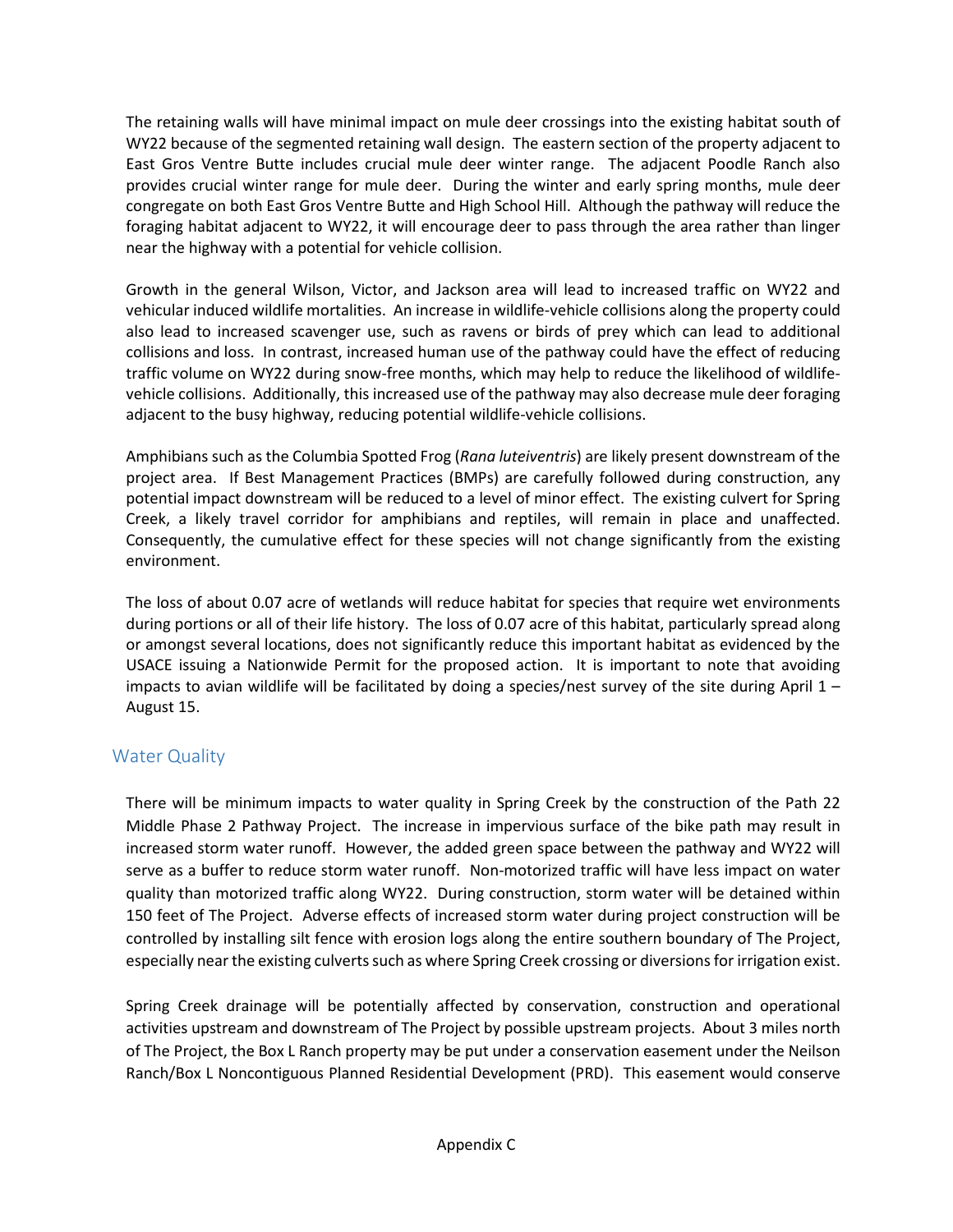The retaining walls will have minimal impact on mule deer crossings into the existing habitat south of WY22 because of the segmented retaining wall design. The eastern section of the property adjacent to East Gros Ventre Butte includes crucial mule deer winter range. The adjacent Poodle Ranch also provides crucial winter range for mule deer. During the winter and early spring months, mule deer congregate on both East Gros Ventre Butte and High School Hill. Although the pathway will reduce the foraging habitat adjacent to WY22, it will encourage deer to pass through the area rather than linger near the highway with a potential for vehicle collision.

Growth in the general Wilson, Victor, and Jackson area will lead to increased traffic on WY22 and vehicular induced wildlife mortalities. An increase in wildlife-vehicle collisions along the property could also lead to increased scavenger use, such as ravens or birds of prey which can lead to additional collisions and loss. In contrast, increased human use of the pathway could have the effect of reducing traffic volume on WY22 during snow-free months, which may help to reduce the likelihood of wildlife-vehicle collisions. Additionally, this increased use of the pathway may also decrease mule deer foraging adjacent to the busy highway, reducing potential wildlife-vehicle collisions.

Amphibians such as the Columbia Spotted Frog (*Rana luteiventris*) are likely present downstream of the project area. If Best Management Practices (BMPs) are carefully followed during construction, any potential impact downstream will be reduced to a level of minor effect. The existing culvert for Spring Creek, a likely travel corridor for amphibians and reptiles, will remain in place and unaffected. Consequently, the cumulative effect for these species will not change significantly from the existing environment.

The loss of about 0.07 acre of wetlands will reduce habitat for species that require wet environments during portions or all of their life history. The loss of 0.07 acre of this habitat, particularly spread along or amongst several locations, does not significantly reduce this important habitat as evidenced by the USACE issuing a Nationwide Permit for the proposed action. It is important to note that avoiding impacts to avian wildlife will be facilitated by doing a species/nest survey of the site during April 1 – August 15.

## Water Quality

There will be minimum impacts to water quality in Spring Creek by the construction of the Path 22 Middle Phase 2 Pathway Project. The increase in impervious surface of the bike path may result in increased storm water runoff. However, the added green space between the pathway and WY22 will serve as a buffer to reduce storm water runoff. Non-motorized traffic will have less impact on water quality than motorized traffic along WY22. During construction, storm water will be detained within 150 feet of The Project. Adverse effects of increased storm water during project construction will be controlled by installing silt fence with erosion logs along the entire southern boundary of The Project, especially near the existing culverts such as where Spring Creek crossing or diversions for irrigation exist.

Spring Creek drainage will be potentially affected by conservation, construction and operational activities upstream and downstream of The Project by possible upstream projects. About 3 miles north of The Project, the Box L Ranch property may be put under a conservation easement under the Neilson Ranch/Box L Noncontiguous Planned Residential Development (PRD). This easement would conserve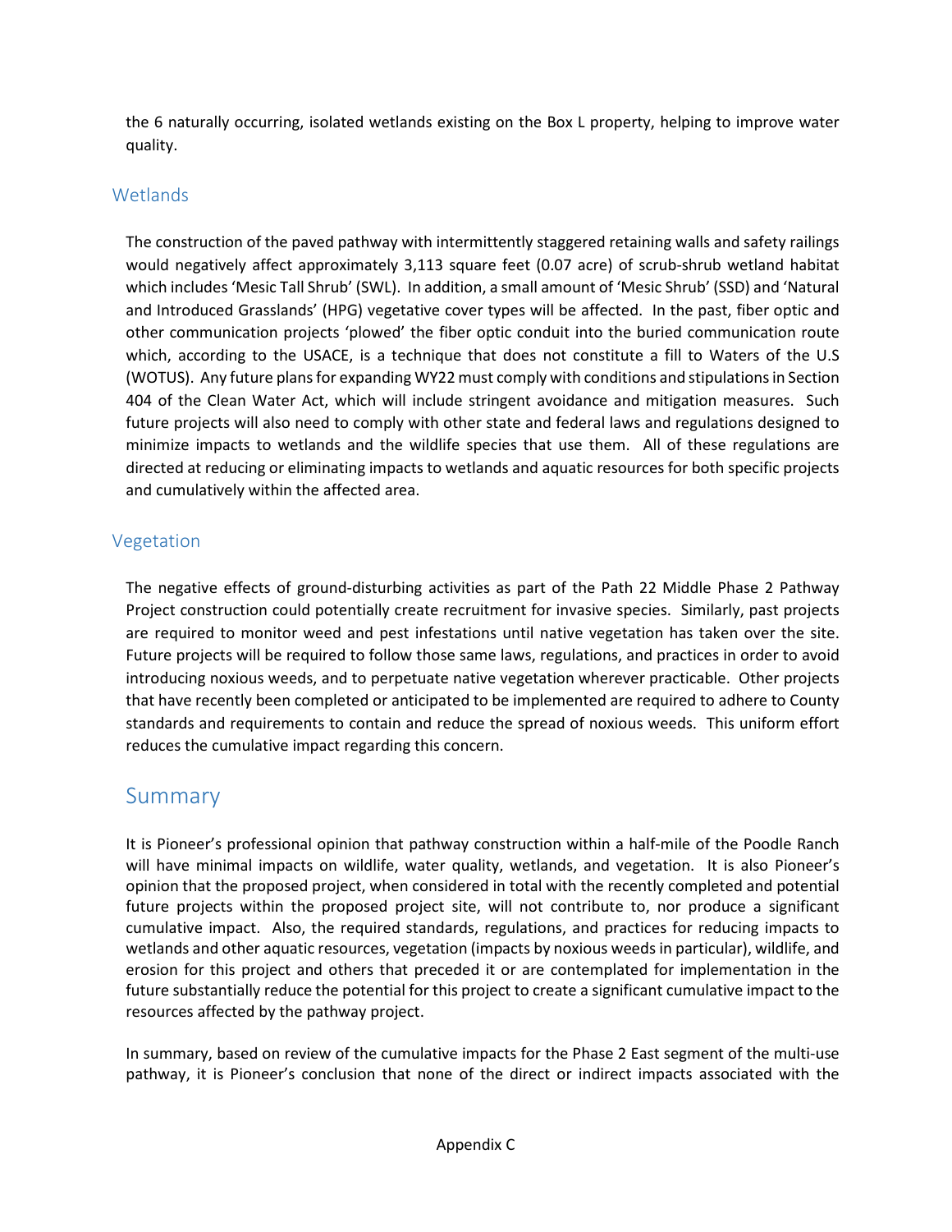the 6 naturally occurring, isolated wetlands existing on the Box L property, helping to improve water quality.

### Wetlands

The construction of the paved pathway with intermittently staggered retaining walls and safety railings would negatively affect approximately 3,113 square feet (0.07 acre) of scrub-shrub wetland habitat which includes 'Mesic Tall Shrub' (SWL). In addition, a small amount of 'Mesic Shrub' (SSD) and 'Natural and Introduced Grasslands' (HPG) vegetative cover types will be affected. In the past, fiber optic and other communication projects 'plowed' the fiber optic conduit into the buried communication route which, according to the USACE, is a technique that does not constitute a fill to Waters of the U.S (WOTUS). Any future plans for expanding WY22 must comply with conditions and stipulations in Section 404 of the Clean Water Act, which will include stringent avoidance and mitigation measures. Such future projects will also need to comply with other state and federal laws and regulations designed to minimize impacts to wetlands and the wildlife species that use them. All of these regulations are directed at reducing or eliminating impacts to wetlands and aquatic resources for both specific projects and cumulatively within the affected area.

### Vegetation

The negative effects of ground-disturbing activities as part of the Path 22 Middle Phase 2 Pathway Project construction could potentially create recruitment for invasive species. Similarly, past projects are required to monitor weed and pest infestations until native vegetation has taken over the site. Future projects will be required to follow those same laws, regulations, and practices in order to avoid introducing noxious weeds, and to perpetuate native vegetation wherever practicable. Other projects that have recently been completed or anticipated to be implemented are required to adhere to County standards and requirements to contain and reduce the spread of noxious weeds. This uniform effort reduces the cumulative impact regarding this concern.

## Summary

It is Pioneer's professional opinion that pathway construction within a half-mile of the Poodle Ranch will have minimal impacts on wildlife, water quality, wetlands, and vegetation. It is also Pioneer's opinion that the proposed project, when considered in total with the recently completed and potential future projects within the proposed project site, will not contribute to, nor produce a significant cumulative impact. Also, the required standards, regulations, and practices for reducing impacts to wetlands and other aquatic resources, vegetation (impacts by noxious weeds in particular), wildlife, and erosion for this project and others that preceded it or are contemplated for implementation in the future substantially reduce the potential for this project to create a significant cumulative impact to the resources affected by the pathway project.

In summary, based on review of the cumulative impacts for the Phase 2 East segment of the multi-use pathway, it is Pioneer's conclusion that none of the direct or indirect impacts associated with the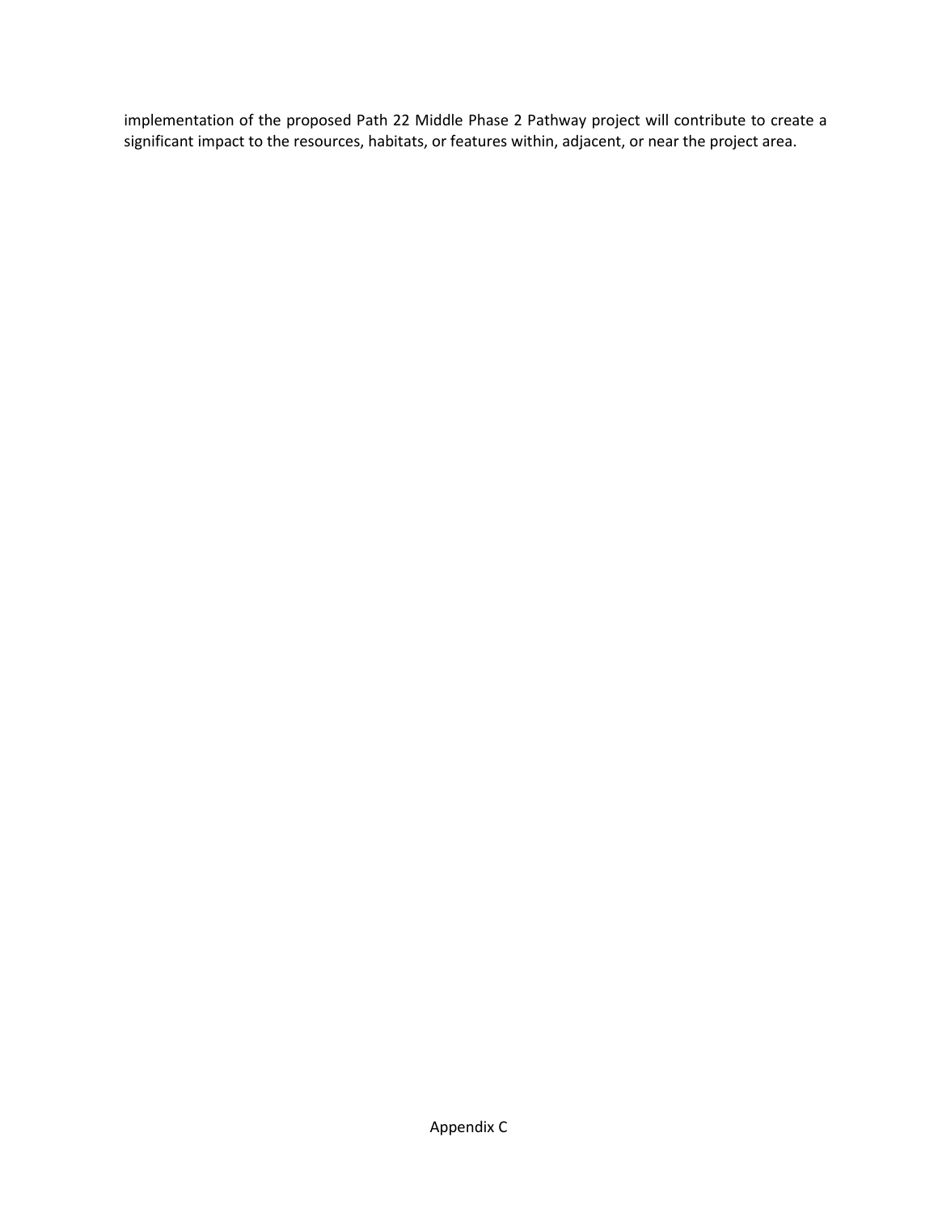implementation of the proposed Path 22 Middle Phase 2 Pathway project will contribute to create a significant impact to the resources, habitats, or features within, adjacent, or near the project area.

Appendix C